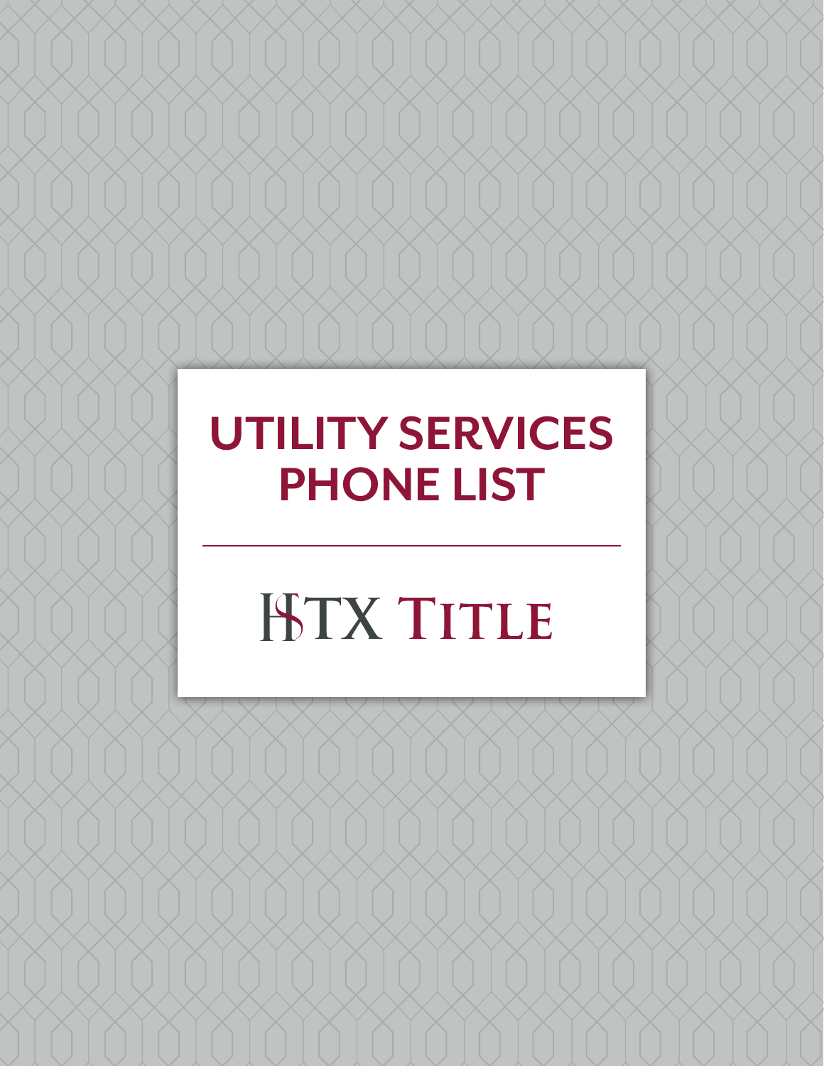# UTILITY SERVICES PHONE LIST

HTX TITLE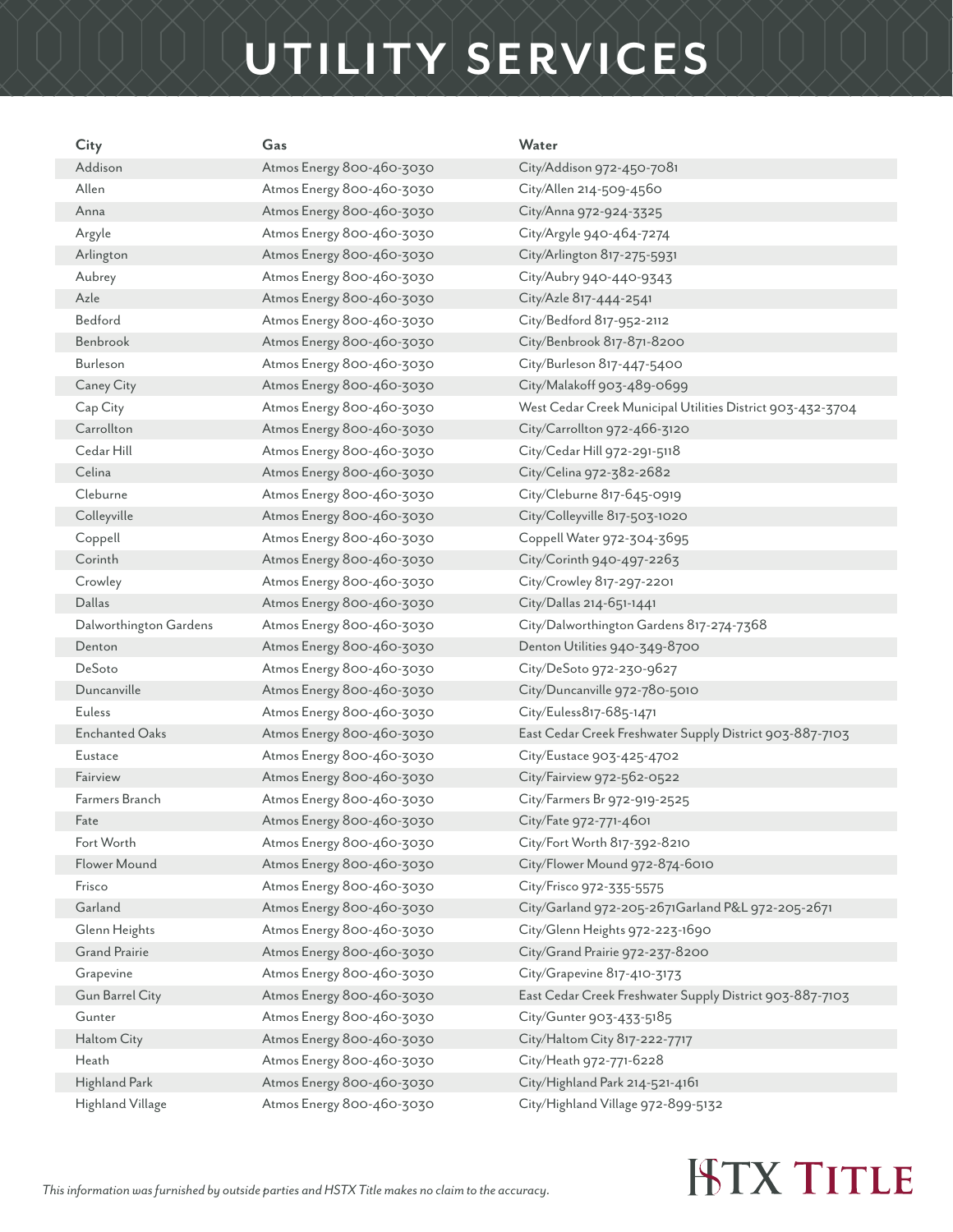# UTILITY SERVICES

| City | Gas | Water |
|---|---|---|
| Addison | Atmos Energy 800-460-3030 | City/Addison 972-450-7081 |
| Allen | Atmos Energy 800-460-3030 | City/Allen 214-509-4560 |
| Anna | Atmos Energy 800-460-3030 | City/Anna 972-924-3325 |
| Argyle | Atmos Energy 800-460-3030 | City/Argyle 940-464-7274 |
| Arlington | Atmos Energy 800-460-3030 | City/Arlington 817-275-5931 |
| Aubrey | Atmos Energy 800-460-3030 | City/Aubry 940-440-9343 |
| Azle | Atmos Energy 800-460-3030 | City/Azle 817-444-2541 |
| Bedford | Atmos Energy 800-460-3030 | City/Bedford 817-952-2112 |
| Benbrook | Atmos Energy 800-460-3030 | City/Benbrook 817-871-8200 |
| Burleson | Atmos Energy 800-460-3030 | City/Burleson 817-447-5400 |
| Caney City | Atmos Energy 800-460-3030 | City/Malakoff 903-489-0699 |
| Cap City | Atmos Energy 800-460-3030 | West Cedar Creek Municipal Utilities District 903-432-3704 |
| Carrollton | Atmos Energy 800-460-3030 | City/Carrollton 972-466-3120 |
| Cedar Hill | Atmos Energy 800-460-3030 | City/Cedar Hill 972-291-5118 |
| Celina | Atmos Energy 800-460-3030 | City/Celina 972-382-2682 |
| Cleburne | Atmos Energy 800-460-3030 | City/Cleburne 817-645-0919 |
| Colleyville | Atmos Energy 800-460-3030 | City/Colleyville 817-503-1020 |
| Coppell | Atmos Energy 800-460-3030 | Coppell Water 972-304-3695 |
| Corinth | Atmos Energy 800-460-3030 | City/Corinth 940-497-2263 |
| Crowley | Atmos Energy 800-460-3030 | City/Crowley 817-297-2201 |
| Dallas | Atmos Energy 800-460-3030 | City/Dallas 214-651-1441 |
| Dalworthington Gardens | Atmos Energy 800-460-3030 | City/Dalworthington Gardens 817-274-7368 |
| Denton | Atmos Energy 800-460-3030 | Denton Utilities 940-349-8700 |
| DeSoto | Atmos Energy 800-460-3030 | City/DeSoto 972-230-9627 |
| Duncanville | Atmos Energy 800-460-3030 | City/Duncanville 972-780-5010 |
| Euless | Atmos Energy 800-460-3030 | City/Euless817-685-1471 |
| Enchanted Oaks | Atmos Energy 800-460-3030 | East Cedar Creek Freshwater Supply District 903-887-7103 |
| Eustace | Atmos Energy 800-460-3030 | City/Eustace 903-425-4702 |
| Fairview | Atmos Energy 800-460-3030 | City/Fairview 972-562-0522 |
| Farmers Branch | Atmos Energy 800-460-3030 | City/Farmers Br 972-919-2525 |
| Fate | Atmos Energy 800-460-3030 | City/Fate 972-771-4601 |
| Fort Worth | Atmos Energy 800-460-3030 | City/Fort Worth 817-392-8210 |
| Flower Mound | Atmos Energy 800-460-3030 | City/Flower Mound 972-874-6010 |
| Frisco | Atmos Energy 800-460-3030 | City/Frisco 972-335-5575 |
| Garland | Atmos Energy 800-460-3030 | City/Garland 972-205-2671Garland P&L 972-205-2671 |
| Glenn Heights | Atmos Energy 800-460-3030 | City/Glenn Heights 972-223-1690 |
| Grand Prairie | Atmos Energy 800-460-3030 | City/Grand Prairie 972-237-8200 |
| Grapevine | Atmos Energy 800-460-3030 | City/Grapevine 817-410-3173 |
| Gun Barrel City | Atmos Energy 800-460-3030 | East Cedar Creek Freshwater Supply District 903-887-7103 |
| Gunter | Atmos Energy 800-460-3030 | City/Gunter 903-433-5185 |
| Haltom City | Atmos Energy 800-460-3030 | City/Haltom City 817-222-7717 |
| Heath | Atmos Energy 800-460-3030 | City/Heath 972-771-6228 |
| Highland Park | Atmos Energy 800-460-3030 | City/Highland Park 214-521-4161 |
| Highland Village | Atmos Energy 800-460-3030 | City/Highland Village 972-899-5132 |

*This information was furnished by outside parties and HSTX Title makes no claim to the accuracy.*

HSTX TITLE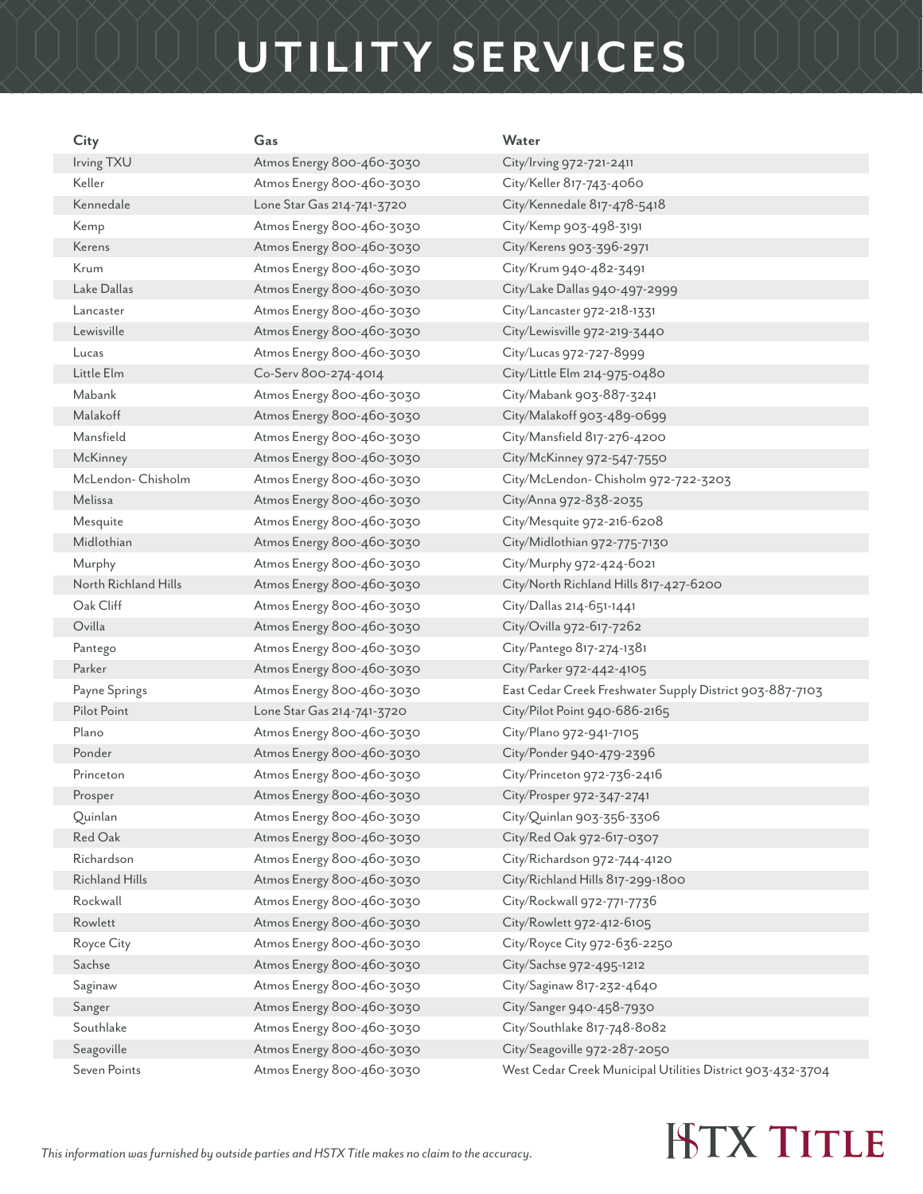# UTILITY SERVICES

| City | Gas | Water |
|---|---|---|
| Irving TXU | Atmos Energy 800-460-3030 | City/Irving 972-721-2411 |
| Keller | Atmos Energy 800-460-3030 | City/Keller 817-743-4060 |
| Kennedale | Lone Star Gas 214-741-3720 | City/Kennedale 817-478-5418 |
| Kemp | Atmos Energy 800-460-3030 | City/Kemp 903-498-3191 |
| Kerens | Atmos Energy 800-460-3030 | City/Kerens 903-396-2971 |
| Krum | Atmos Energy 800-460-3030 | City/Krum 940-482-3491 |
| Lake Dallas | Atmos Energy 800-460-3030 | City/Lake Dallas 940-497-2999 |
| Lancaster | Atmos Energy 800-460-3030 | City/Lancaster 972-218-1331 |
| Lewisville | Atmos Energy 800-460-3030 | City/Lewisville 972-219-3440 |
| Lucas | Atmos Energy 800-460-3030 | City/Lucas 972-727-8999 |
| Little Elm | Co-Serv 800-274-4014 | City/Little Elm 214-975-0480 |
| Mabank | Atmos Energy 800-460-3030 | City/Mabank 903-887-3241 |
| Malakoff | Atmos Energy 800-460-3030 | City/Malakoff 903-489-0699 |
| Mansfield | Atmos Energy 800-460-3030 | City/Mansfield 817-276-4200 |
| McKinney | Atmos Energy 800-460-3030 | City/McKinney 972-547-7550 |
| McLendon- Chisholm | Atmos Energy 800-460-3030 | City/McLendon- Chisholm 972-722-3203 |
| Melissa | Atmos Energy 800-460-3030 | City/Anna 972-838-2035 |
| Mesquite | Atmos Energy 800-460-3030 | City/Mesquite 972-216-6208 |
| Midlothian | Atmos Energy 800-460-3030 | City/Midlothian 972-775-7130 |
| Murphy | Atmos Energy 800-460-3030 | City/Murphy 972-424-6021 |
| North Richland Hills | Atmos Energy 800-460-3030 | City/North Richland Hills 817-427-6200 |
| Oak Cliff | Atmos Energy 800-460-3030 | City/Dallas 214-651-1441 |
| Ovilla | Atmos Energy 800-460-3030 | City/Ovilla 972-617-7262 |
| Pantego | Atmos Energy 800-460-3030 | City/Pantego 817-274-1381 |
| Parker | Atmos Energy 800-460-3030 | City/Parker 972-442-4105 |
| Payne Springs | Atmos Energy 800-460-3030 | East Cedar Creek Freshwater Supply District 903-887-7103 |
| Pilot Point | Lone Star Gas 214-741-3720 | City/Pilot Point 940-686-2165 |
| Plano | Atmos Energy 800-460-3030 | City/Plano 972-941-7105 |
| Ponder | Atmos Energy 800-460-3030 | City/Ponder 940-479-2396 |
| Princeton | Atmos Energy 800-460-3030 | City/Princeton 972-736-2416 |
| Prosper | Atmos Energy 800-460-3030 | City/Prosper 972-347-2741 |
| Quinlan | Atmos Energy 800-460-3030 | City/Quinlan 903-356-3306 |
| Red Oak | Atmos Energy 800-460-3030 | City/Red Oak 972-617-0307 |
| Richardson | Atmos Energy 800-460-3030 | City/Richardson 972-744-4120 |
| Richland Hills | Atmos Energy 800-460-3030 | City/Richland Hills 817-299-1800 |
| Rockwall | Atmos Energy 800-460-3030 | City/Rockwall 972-771-7736 |
| Rowlett | Atmos Energy 800-460-3030 | City/Rowlett 972-412-6105 |
| Royce City | Atmos Energy 800-460-3030 | City/Royce City 972-636-2250 |
| Sachse | Atmos Energy 800-460-3030 | City/Sachse 972-495-1212 |
| Saginaw | Atmos Energy 800-460-3030 | City/Saginaw 817-232-4640 |
| Sanger | Atmos Energy 800-460-3030 | City/Sanger 940-458-7930 |
| Southlake | Atmos Energy 800-460-3030 | City/Southlake 817-748-8082 |
| Seagoville | Atmos Energy 800-460-3030 | City/Seagoville 972-287-2050 |
| Seven Points | Atmos Energy 800-460-3030 | West Cedar Creek Municipal Utilities District 903-432-3704 |

*This information was furnished by outside parties and HSTX Title makes no claim to the accuracy.*

HSTX TITLE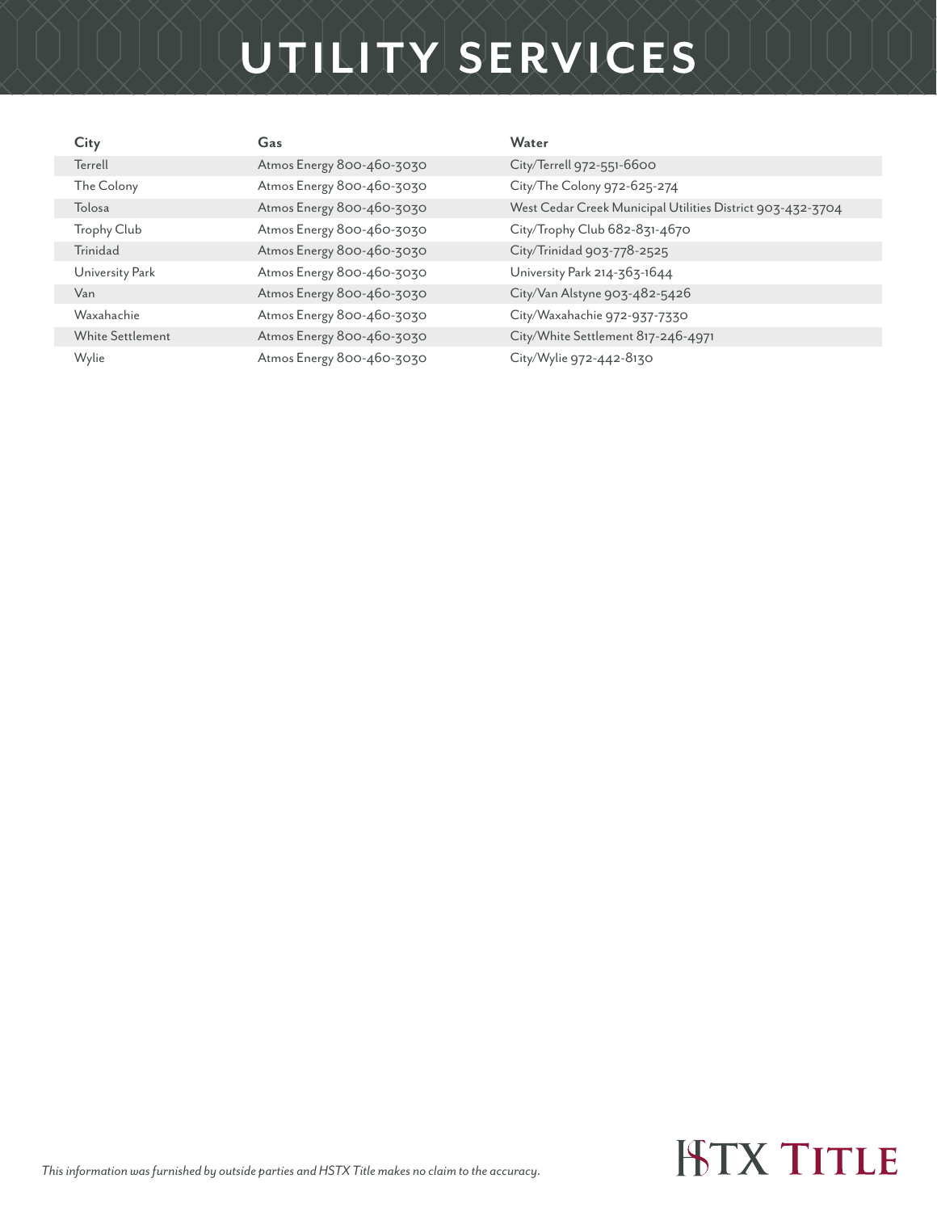# UTILITY SERVICES

| City | Gas | Water |
|---|---|---|
| Terrell | Atmos Energy 800-460-3030 | City/Terrell 972-551-6600 |
| The Colony | Atmos Energy 800-460-3030 | City/The Colony 972-625-274 |
| Tolosa | Atmos Energy 800-460-3030 | West Cedar Creek Municipal Utilities District 903-432-3704 |
| Trophy Club | Atmos Energy 800-460-3030 | City/Trophy Club 682-831-4670 |
| Trinidad | Atmos Energy 800-460-3030 | City/Trinidad 903-778-2525 |
| University Park | Atmos Energy 800-460-3030 | University Park 214-363-1644 |
| Van | Atmos Energy 800-460-3030 | City/Van Alstyne 903-482-5426 |
| Waxahachie | Atmos Energy 800-460-3030 | City/Waxahachie 972-937-7330 |
| White Settlement | Atmos Energy 800-460-3030 | City/White Settlement 817-246-4971 |
| Wylie | Atmos Energy 800-460-3030 | City/Wylie 972-442-8130 |

*This information was furnished by outside parties and HSTX Title makes no claim to the accuracy.*

HSTX TITLE